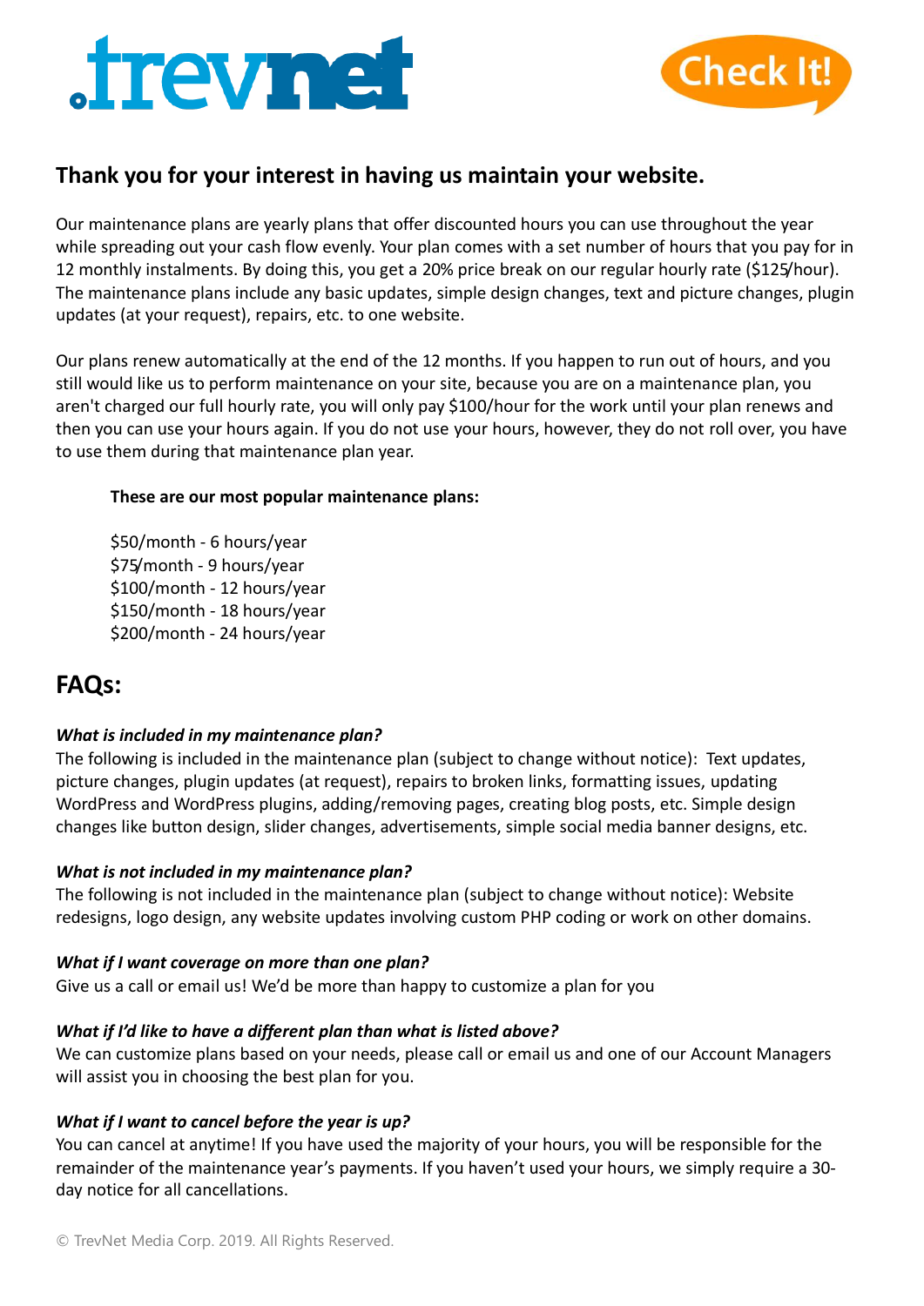.trevnet

Check It!

## Thank you for your interest in having us maintain your website.

Our maintenance plans are yearly plans that offer discounted hours you can use throughout the year while spreading out your cash flow evenly. Your plan comes with a set number of hours that you pay for in 12 monthly instalments. By doing this, you get a 20% price break on our regular hourly rate ($125/hour). The maintenance plans include any basic updates, simple design changes, text and picture changes, plugin updates (at your request), repairs, etc. to one website.

Our plans renew automatically at the end of the 12 months. If you happen to run out of hours, and you still would like us to perform maintenance on your site, because you are on a maintenance plan, you aren't charged our full hourly rate, you will only pay $100/hour for the work until your plan renews and then you can use your hours again. If you do not use your hours, however, they do not roll over, you have to use them during that maintenance plan year.

**These are our most popular maintenance plans:**

$50/month - 6 hours/year
$75/month - 9 hours/year
$100/month - 12 hours/year
$150/month - 18 hours/year
$200/month - 24 hours/year

## FAQs:

***What is included in my maintenance plan?***
The following is included in the maintenance plan (subject to change without notice): Text updates, picture changes, plugin updates (at request), repairs to broken links, formatting issues, updating WordPress and WordPress plugins, adding/removing pages, creating blog posts, etc. Simple design changes like button design, slider changes, advertisements, simple social media banner designs, etc.

***What is not included in my maintenance plan?***
The following is not included in the maintenance plan (subject to change without notice): Website redesigns, logo design, any website updates involving custom PHP coding or work on other domains.

***What if I want coverage on more than one plan?***
Give us a call or email us! We'd be more than happy to customize a plan for you

***What if I'd like to have a different plan than what is listed above?***
We can customize plans based on your needs, please call or email us and one of our Account Managers will assist you in choosing the best plan for you.

***What if I want to cancel before the year is up?***
You can cancel at anytime! If you have used the majority of your hours, you will be responsible for the remainder of the maintenance year's payments. If you haven't used your hours, we simply require a 30-day notice for all cancellations.

© TrevNet Media Corp. 2019. All Rights Reserved.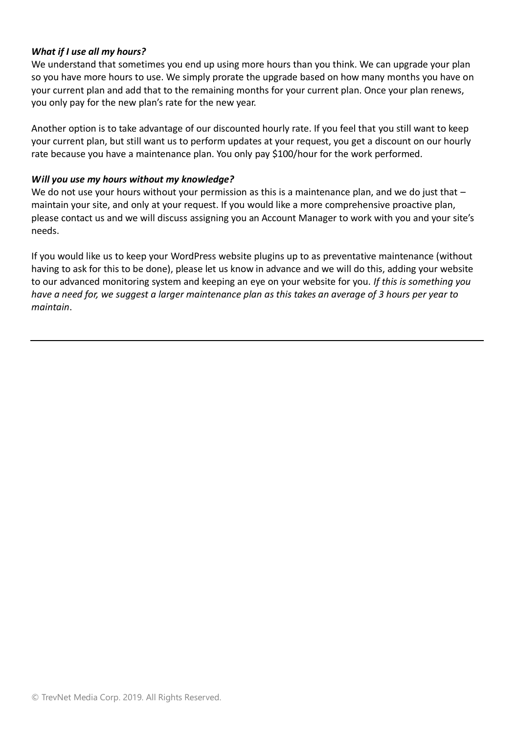***What if I use all my hours?***

We understand that sometimes you end up using more hours than you think. We can upgrade your plan so you have more hours to use. We simply prorate the upgrade based on how many months you have on your current plan and add that to the remaining months for your current plan. Once your plan renews, you only pay for the new plan's rate for the new year.

Another option is to take advantage of our discounted hourly rate. If you feel that you still want to keep your current plan, but still want us to perform updates at your request, you get a discount on our hourly rate because you have a maintenance plan. You only pay $100/hour for the work performed.

***Will you use my hours without my knowledge?***

We do not use your hours without your permission as this is a maintenance plan, and we do just that – maintain your site, and only at your request. If you would like a more comprehensive proactive plan, please contact us and we will discuss assigning you an Account Manager to work with you and your site's needs.

If you would like us to keep your WordPress website plugins up to as preventative maintenance (without having to ask for this to be done), please let us know in advance and we will do this, adding your website to our advanced monitoring system and keeping an eye on your website for you. *If this is something you have a need for, we suggest a larger maintenance plan as this takes an average of 3 hours per year to maintain*.

---